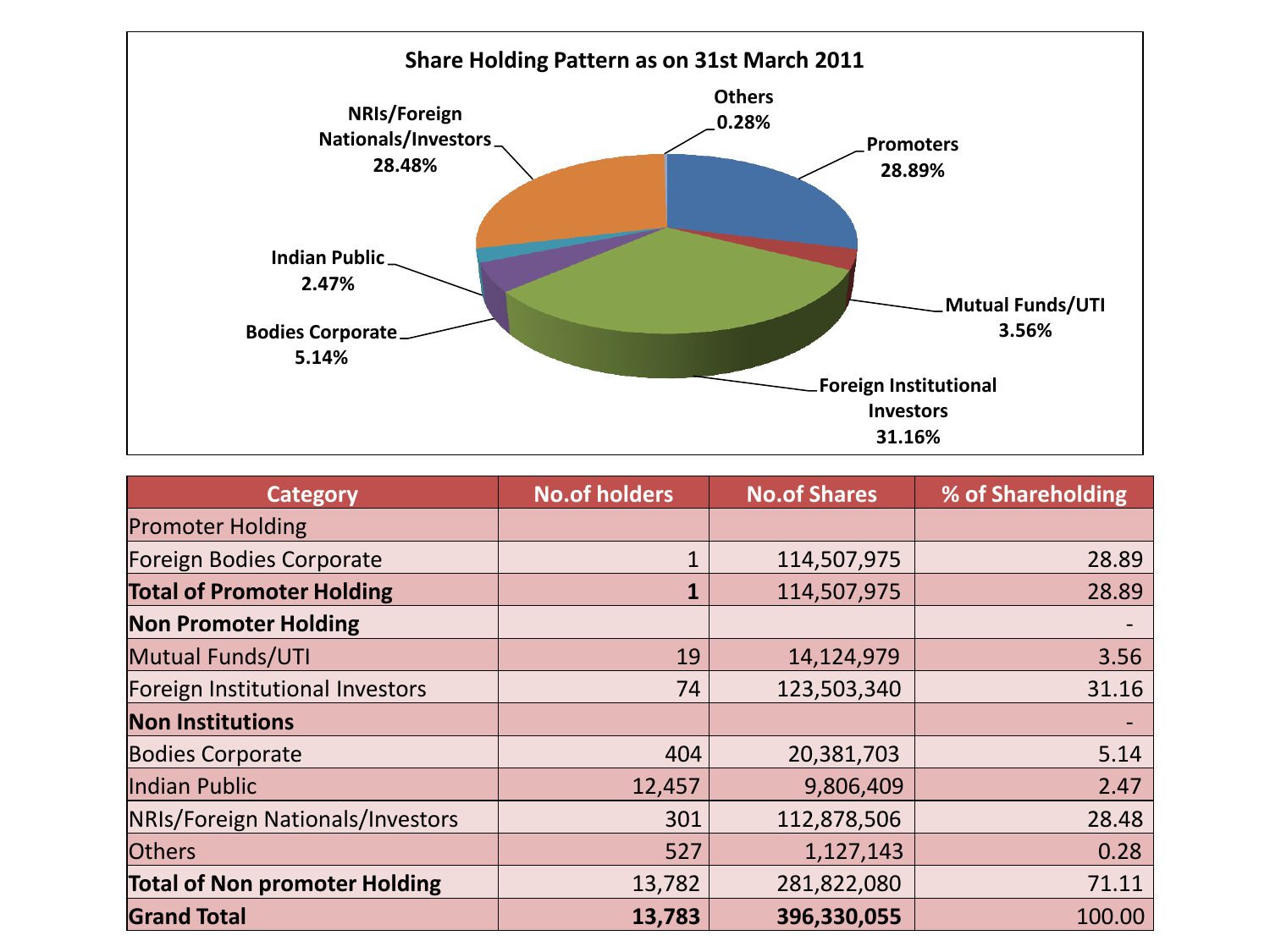## Share Holding Pattern as on 31st March 2011

Promoters 28.89%
Mutual Funds/UTI 3.56%
Foreign Institutional Investors 31.16%
Bodies Corporate 5.14%
Indian Public 2.47%
NRIs/Foreign Nationals/Investors 28.48%
Others 0.28%

| Category | No.of holders | No.of Shares | % of Shareholding |
|---|---|---|---|
| Promoter Holding | | | |
| Foreign Bodies Corporate | 1 | 114,507,975 | 28.89 |
| **Total of Promoter Holding** | **1** | 114,507,975 | 28.89 |
| **Non Promoter Holding** | | | - |
| Mutual Funds/UTI | 19 | 14,124,979 | 3.56 |
| Foreign Institutional Investors | 74 | 123,503,340 | 31.16 |
| **Non Institutions** | | | - |
| Bodies Corporate | 404 | 20,381,703 | 5.14 |
| Indian Public | 12,457 | 9,806,409 | 2.47 |
| NRIs/Foreign Nationals/Investors | 301 | 112,878,506 | 28.48 |
| Others | 527 | 1,127,143 | 0.28 |
| **Total of Non promoter Holding** | 13,782 | 281,822,080 | 71.11 |
| **Grand Total** | **13,783** | **396,330,055** | 100.00 |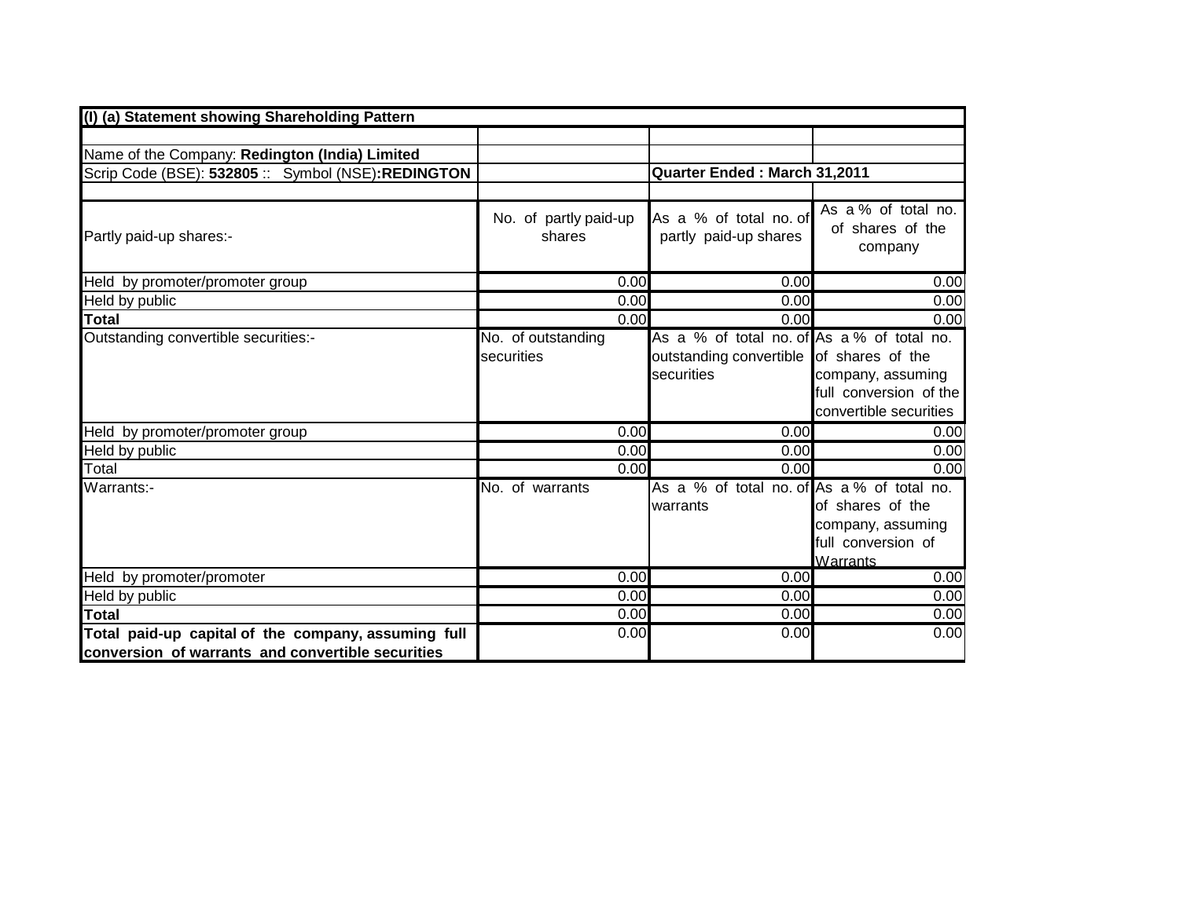**(I) (a) Statement showing Shareholding Pattern**

| | | | |
|---|---|---|---|
| Name of the Company: **Redington (India) Limited** | | | |
| Scrip Code (BSE): **532805** :: Symbol (NSE)**:REDINGTON** | | **Quarter Ended : March 31,2011** | |
| | | | |
| Partly paid-up shares:- | No. of partly paid-up shares | As a % of total no. of partly paid-up shares | As a % of total no. of shares of the company |
| Held by promoter/promoter group | 0.00 | 0.00 | 0.00 |
| Held by public | 0.00 | 0.00 | 0.00 |
| **Total** | 0.00 | 0.00 | 0.00 |
| Outstanding convertible securities:- | No. of outstanding securities | As a % of total no. of outstanding convertible securities | As a % of total no. of shares of the company, assuming full conversion of the convertible securities |
| Held by promoter/promoter group | 0.00 | 0.00 | 0.00 |
| Held by public | 0.00 | 0.00 | 0.00 |
| Total | 0.00 | 0.00 | 0.00 |
| Warrants:- | No. of warrants | As a % of total no. of warrants | As a % of total no. of shares of the company, assuming full conversion of Warrants |
| Held by promoter/promoter | 0.00 | 0.00 | 0.00 |
| Held by public | 0.00 | 0.00 | 0.00 |
| **Total** | 0.00 | 0.00 | 0.00 |
| **Total paid-up capital of the company, assuming full conversion of warrants and convertible securities** | 0.00 | 0.00 | 0.00 |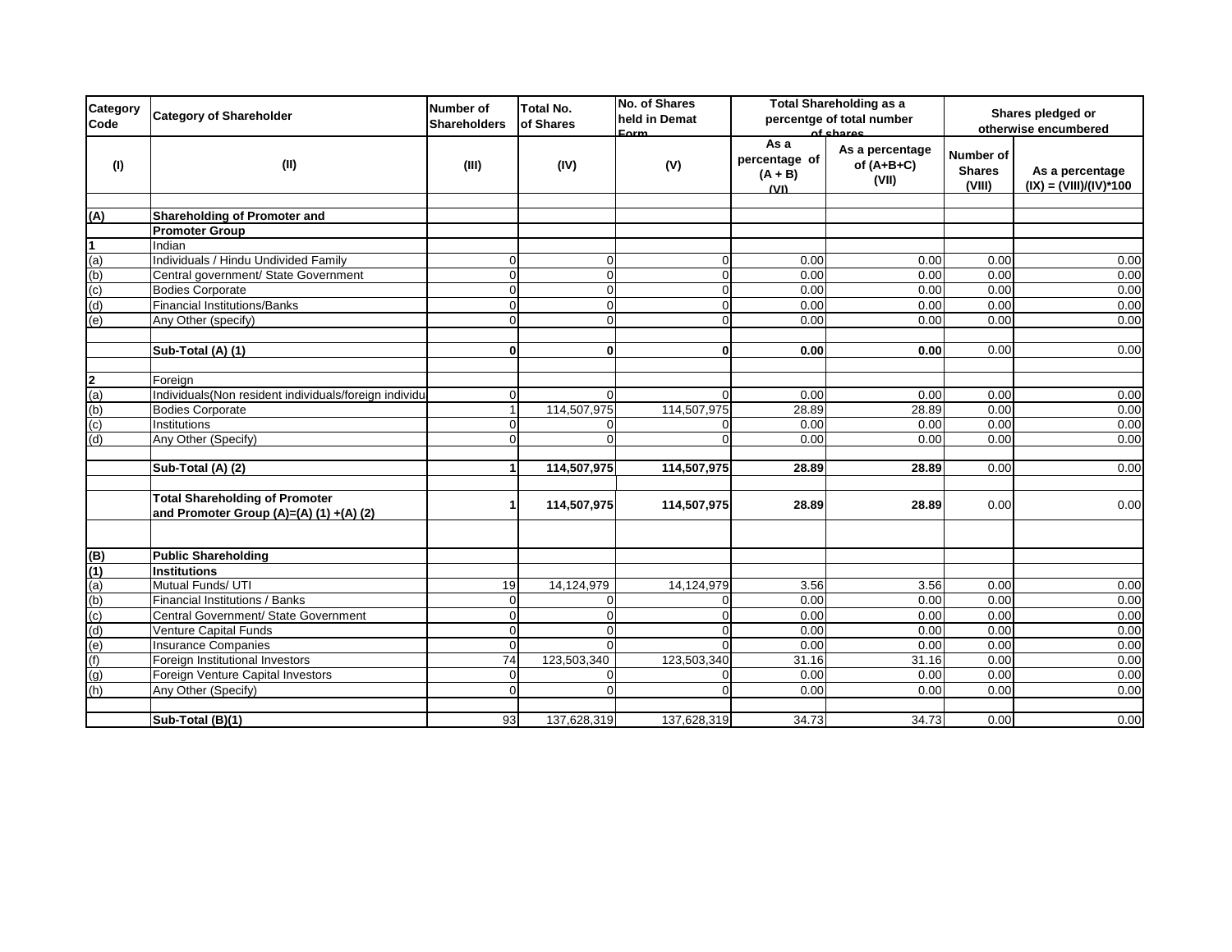| Category Code | Category of Shareholder | Number of Shareholders | Total No. of Shares | No. of Shares held in Demat Form | Total Shareholding as a percentge of total number of shares | | Shares pledged or otherwise encumbered | |
|---|---|---|---|---|---|---|---|---|
| | | | | | As a percentage of (A + B) | As a percentage of (A+B+C) | Number of Shares | As a percentage |
| (I) | (II) | (III) | (IV) | (V) | (VI) | (VII) | (VIII) | (IX) = (VIII)/(IV)*100 |
| | | | | | | | | |
| **(A)** | **Shareholding of Promoter and** | | | | | | | |
| | **Promoter Group** | | | | | | | |
| **1** | Indian | | | | | | | |
| (a) | Individuals / Hindu Undivided Family | 0 | 0 | 0 | 0.00 | 0.00 | 0.00 | 0.00 |
| (b) | Central government/ State Government | 0 | 0 | 0 | 0.00 | 0.00 | 0.00 | 0.00 |
| (c) | Bodies Corporate | 0 | 0 | 0 | 0.00 | 0.00 | 0.00 | 0.00 |
| (d) | Financial Institutions/Banks | 0 | 0 | 0 | 0.00 | 0.00 | 0.00 | 0.00 |
| (e) | Any Other (specify) | 0 | 0 | 0 | 0.00 | 0.00 | 0.00 | 0.00 |
| | | | | | | | | |
| | **Sub-Total (A) (1)** | **0** | **0** | **0** | **0.00** | **0.00** | 0.00 | 0.00 |
| | | | | | | | | |
| **2** | Foreign | | | | | | | |
| (a) | Individuals(Non resident individuals/foreign individu | 0 | 0 | 0 | 0.00 | 0.00 | 0.00 | 0.00 |
| (b) | Bodies Corporate | 1 | 114,507,975 | 114,507,975 | 28.89 | 28.89 | 0.00 | 0.00 |
| (c) | Institutions | 0 | 0 | 0 | 0.00 | 0.00 | 0.00 | 0.00 |
| (d) | Any Other (Specify) | 0 | 0 | 0 | 0.00 | 0.00 | 0.00 | 0.00 |
| | | | | | | | | |
| | **Sub-Total (A) (2)** | **1** | **114,507,975** | **114,507,975** | **28.89** | **28.89** | 0.00 | 0.00 |
| | | | | | | | | |
| | **Total Shareholding of Promoter and Promoter Group (A)=(A) (1) +(A) (2)** | **1** | **114,507,975** | **114,507,975** | **28.89** | **28.89** | 0.00 | 0.00 |
| | | | | | | | | |
| **(B)** | **Public Shareholding** | | | | | | | |
| **(1)** | **Institutions** | | | | | | | |
| (a) | Mutual Funds/ UTI | 19 | 14,124,979 | 14,124,979 | 3.56 | 3.56 | 0.00 | 0.00 |
| (b) | Financial Institutions / Banks | 0 | 0 | 0 | 0.00 | 0.00 | 0.00 | 0.00 |
| (c) | Central Government/ State Government | 0 | 0 | 0 | 0.00 | 0.00 | 0.00 | 0.00 |
| (d) | Venture Capital Funds | 0 | 0 | 0 | 0.00 | 0.00 | 0.00 | 0.00 |
| (e) | Insurance Companies | 0 | 0 | 0 | 0.00 | 0.00 | 0.00 | 0.00 |
| (f) | Foreign Institutional Investors | 74 | 123,503,340 | 123,503,340 | 31.16 | 31.16 | 0.00 | 0.00 |
| (g) | Foreign Venture Capital Investors | 0 | 0 | 0 | 0.00 | 0.00 | 0.00 | 0.00 |
| (h) | Any Other (Specify) | 0 | 0 | 0 | 0.00 | 0.00 | 0.00 | 0.00 |
| | | | | | | | | |
| | **Sub-Total (B)(1)** | 93 | 137,628,319 | 137,628,319 | 34.73 | 34.73 | 0.00 | 0.00 |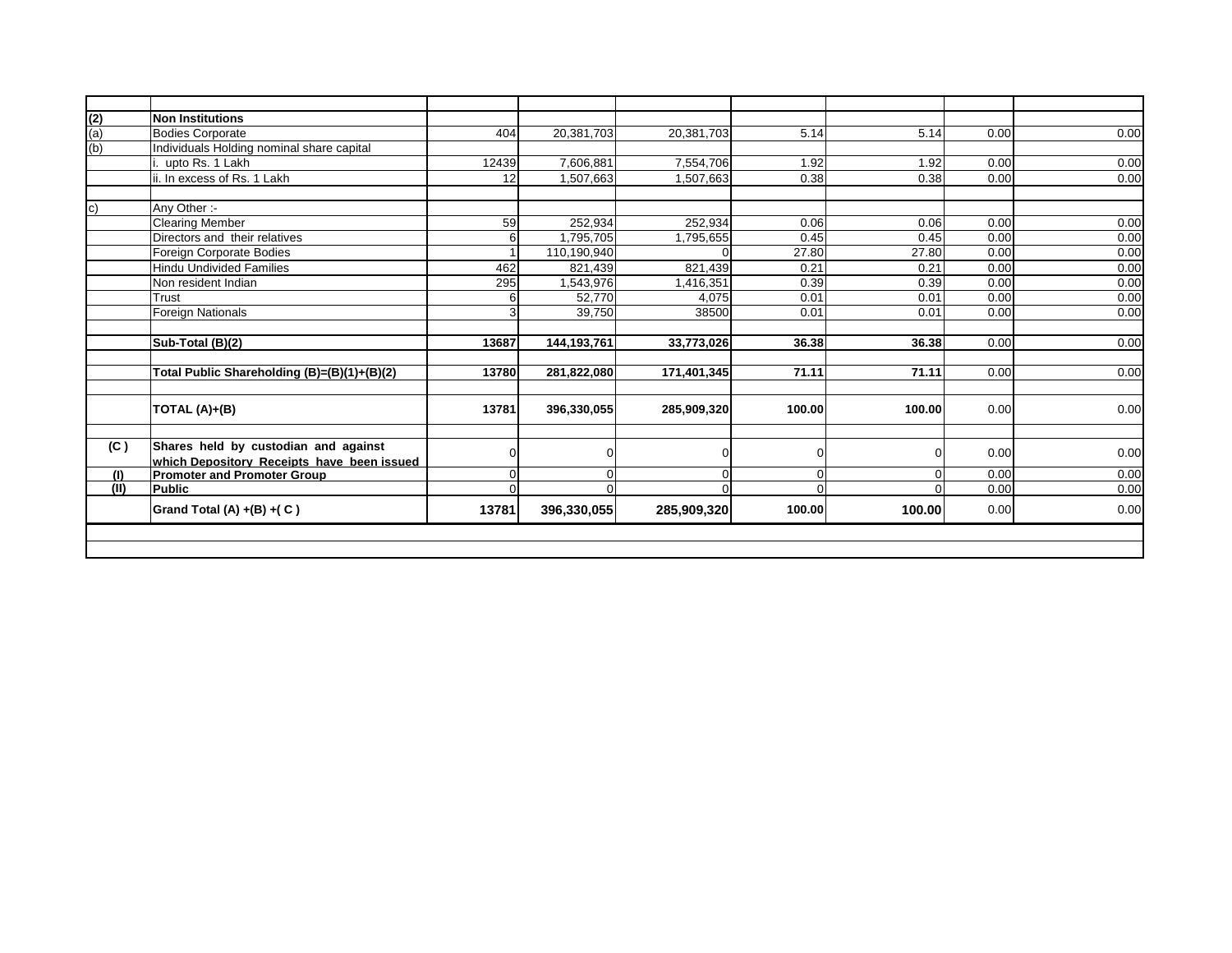| | | | | | | | | |
|---|---|---|---|---|---|---|---|---|
| **(2)** | **Non Institutions** | | | | | | | |
| (a) | Bodies Corporate | 404 | 20,381,703 | 20,381,703 | 5.14 | 5.14 | 0.00 | 0.00 |
| (b) | Individuals Holding nominal share capital | | | | | | | |
| | i. upto Rs. 1 Lakh | 12439 | 7,606,881 | 7,554,706 | 1.92 | 1.92 | 0.00 | 0.00 |
| | ii. In excess of Rs. 1 Lakh | 12 | 1,507,663 | 1,507,663 | 0.38 | 0.38 | 0.00 | 0.00 |
| | | | | | | | | |
| c) | Any Other :- | | | | | | | |
| | Clearing Member | 59 | 252,934 | 252,934 | 0.06 | 0.06 | 0.00 | 0.00 |
| | Directors and their relatives | 6 | 1,795,705 | 1,795,655 | 0.45 | 0.45 | 0.00 | 0.00 |
| | Foreign Corporate Bodies | 1 | 110,190,940 | 0 | 27.80 | 27.80 | 0.00 | 0.00 |
| | Hindu Undivided Families | 462 | 821,439 | 821,439 | 0.21 | 0.21 | 0.00 | 0.00 |
| | Non resident Indian | 295 | 1,543,976 | 1,416,351 | 0.39 | 0.39 | 0.00 | 0.00 |
| | Trust | 6 | 52,770 | 4,075 | 0.01 | 0.01 | 0.00 | 0.00 |
| | Foreign Nationals | 3 | 39,750 | 38500 | 0.01 | 0.01 | 0.00 | 0.00 |
| | | | | | | | | |
| | **Sub-Total (B)(2)** | **13687** | **144,193,761** | **33,773,026** | **36.38** | **36.38** | 0.00 | 0.00 |
| | | | | | | | | |
| | **Total Public Shareholding (B)=(B)(1)+(B)(2)** | **13780** | **281,822,080** | **171,401,345** | **71.11** | **71.11** | 0.00 | 0.00 |
| | | | | | | | | |
| | **TOTAL (A)+(B)** | **13781** | **396,330,055** | **285,909,320** | **100.00** | **100.00** | 0.00 | 0.00 |
| | | | | | | | | |
| **(C )** | **Shares held by custodian and against which Depository Receipts have been issued** | 0 | 0 | 0 | 0 | 0 | 0.00 | 0.00 |
| **(I)** | **Promoter and Promoter Group** | 0 | 0 | 0 | 0 | 0 | 0.00 | 0.00 |
| **(II)** | **Public** | 0 | 0 | 0 | 0 | 0 | 0.00 | 0.00 |
| | **Grand Total (A) +(B) +( C )** | **13781** | **396,330,055** | **285,909,320** | **100.00** | **100.00** | 0.00 | 0.00 |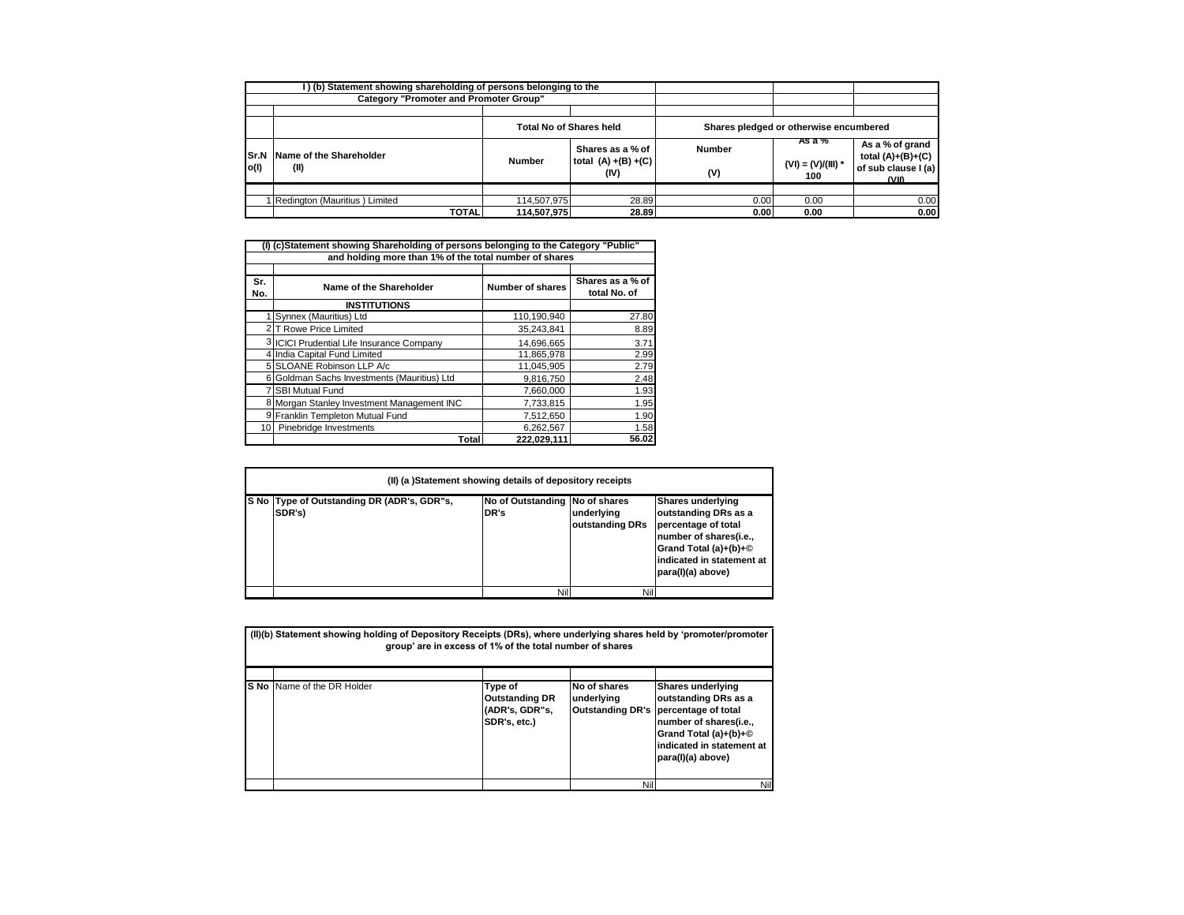**I ) (b) Statement showing shareholding of persons belonging to the Category "Promoter and Promoter Group"**

| Sr.No(I) | Name of the Shareholder (II) | Total No of Shares held | | Shares pledged or otherwise encumbered | | |
|---|---|---|---|---|---|---|
| | | Number | Shares as a % of total (A) +(B) +(C) (IV) | Number (V) | As a % (VI) = (V)/(III) * 100 | As a % of grand total (A)+(B)+(C) of sub clause I (a) (VII) |
| 1 | Redington (Mauritius ) Limited | 114,507,975 | 28.89 | 0.00 | 0.00 | 0.00 |
| | **TOTAL** | **114,507,975** | **28.89** | **0.00** | **0.00** | **0.00** |

**(I) (c)Statement showing Shareholding of persons belonging to the Category "Public" and holding more than 1% of the total number of shares**

| Sr. No. | Name of the Shareholder | Number of shares | Shares as a % of total No. of |
|---|---|---|---|
| | **INSTITUTIONS** | | |
| 1 | Synnex (Mauritius) Ltd | 110,190,940 | 27.80 |
| 2 | T Rowe Price Limited | 35,243,841 | 8.89 |
| 3 | ICICI Prudential Life Insurance Company | 14,696,665 | 3.71 |
| 4 | India Capital Fund Limited | 11,865,978 | 2.99 |
| 5 | SLOANE Robinson LLP A/c | 11,045,905 | 2.79 |
| 6 | Goldman Sachs Investments (Mauritius) Ltd | 9,816,750 | 2.48 |
| 7 | SBI Mutual Fund | 7,660,000 | 1.93 |
| 8 | Morgan Stanley Investment Management INC | 7,733,815 | 1.95 |
| 9 | Franklin Templeton Mutual Fund | 7,512,650 | 1.90 |
| 10 | Pinebridge Investments | 6,262,567 | 1.58 |
| | **Total** | **222,029,111** | **56.02** |

**(II) (a )Statement showing details of depository receipts**

| S No | Type of Outstanding DR (ADR's, GDR"s, SDR's) | No of Outstanding DR's | No of shares underlying outstanding DRs | Shares underlying outstanding DRs as a percentage of total number of shares(i.e., Grand Total (a)+(b)+© indicated in statement at para(I)(a) above) |
|---|---|---|---|---|
| | | Nil | Nil | |

**(II)(b) Statement showing holding of Depository Receipts (DRs), where underlying shares held by 'promoter/promoter group' are in excess of 1% of the total number of shares**

| S No | Name of the DR Holder | Type of Outstanding DR (ADR's, GDR"s, SDR's, etc.) | No of shares underlying Outstanding DR's | Shares underlying outstanding DRs as a percentage of total number of shares(i.e., Grand Total (a)+(b)+© indicated in statement at para(I)(a) above) |
|---|---|---|---|---|
| | | | Nil | Nil |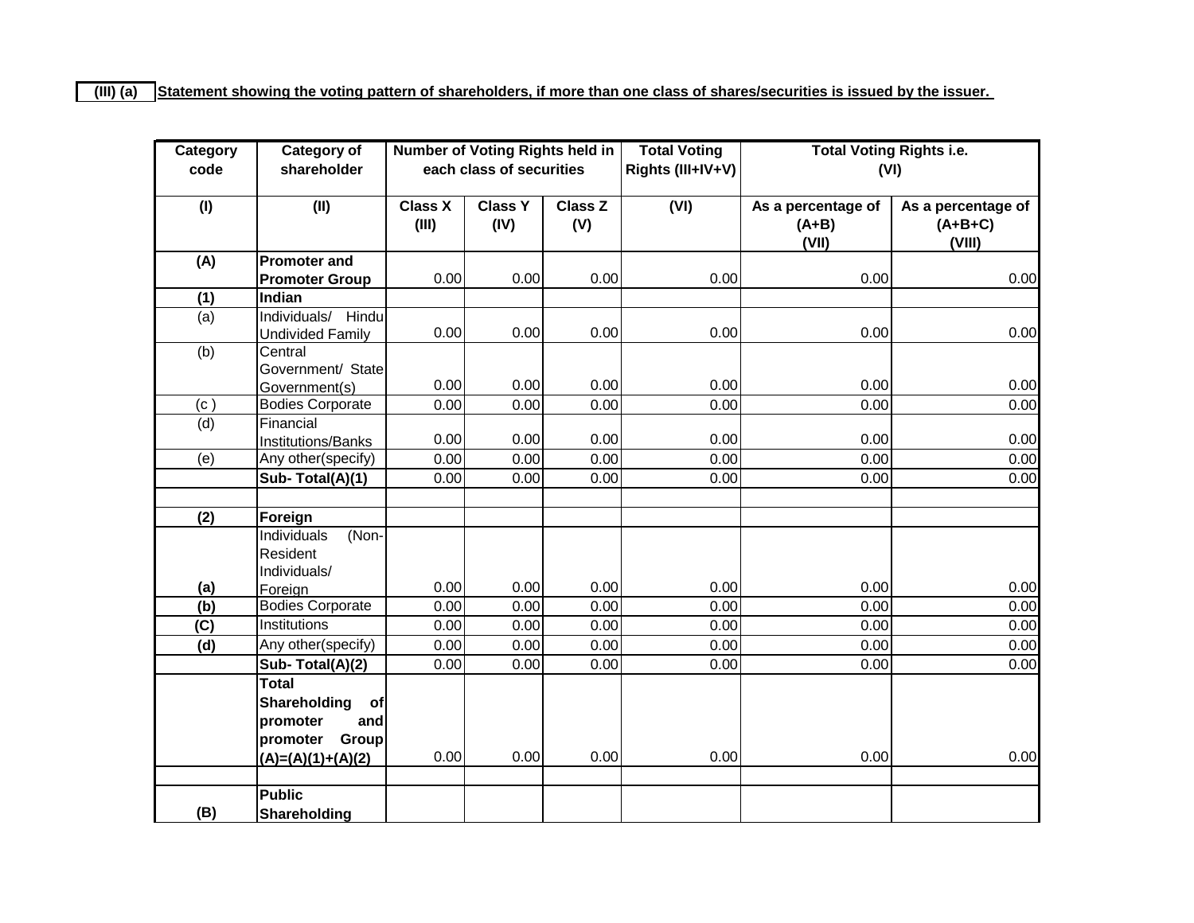**(III) (a)** **Statement showing the voting pattern of shareholders, if more than one class of shares/securities is issued by the issuer.**

| Category code | Category of shareholder | Number of Voting Rights held in each class of securities | | | Total Voting Rights (III+IV+V) | Total Voting Rights i.e. (VI) | |
|---|---|---|---|---|---|---|---|
| (I) | (II) | Class X (III) | Class Y (IV) | Class Z (V) | (VI) | As a percentage of (A+B) (VII) | As a percentage of (A+B+C) (VIII) |
| **(A)** | **Promoter and Promoter Group** | 0.00 | 0.00 | 0.00 | 0.00 | 0.00 | 0.00 |
| **(1)** | **Indian** | | | | | | |
| (a) | Individuals/ Hindu Undivided Family | 0.00 | 0.00 | 0.00 | 0.00 | 0.00 | 0.00 |
| (b) | Central Government/ State Government(s) | 0.00 | 0.00 | 0.00 | 0.00 | 0.00 | 0.00 |
| (c ) | Bodies Corporate | 0.00 | 0.00 | 0.00 | 0.00 | 0.00 | 0.00 |
| (d) | Financial Institutions/Banks | 0.00 | 0.00 | 0.00 | 0.00 | 0.00 | 0.00 |
| (e) | Any other(specify) | 0.00 | 0.00 | 0.00 | 0.00 | 0.00 | 0.00 |
| | **Sub- Total(A)(1)** | 0.00 | 0.00 | 0.00 | 0.00 | 0.00 | 0.00 |
| | | | | | | | |
| **(2)** | **Foreign** | | | | | | |
| **(a)** | Individuals (Non-Resident Individuals/ Foreign | 0.00 | 0.00 | 0.00 | 0.00 | 0.00 | 0.00 |
| **(b)** | Bodies Corporate | 0.00 | 0.00 | 0.00 | 0.00 | 0.00 | 0.00 |
| **(C)** | Institutions | 0.00 | 0.00 | 0.00 | 0.00 | 0.00 | 0.00 |
| **(d)** | Any other(specify) | 0.00 | 0.00 | 0.00 | 0.00 | 0.00 | 0.00 |
| | **Sub- Total(A)(2)** | 0.00 | 0.00 | 0.00 | 0.00 | 0.00 | 0.00 |
| | **Total Shareholding of promoter and promoter Group (A)=(A)(1)+(A)(2)** | 0.00 | 0.00 | 0.00 | 0.00 | 0.00 | 0.00 |
| | | | | | | | |
| **(B)** | **Public Shareholding** | | | | | | |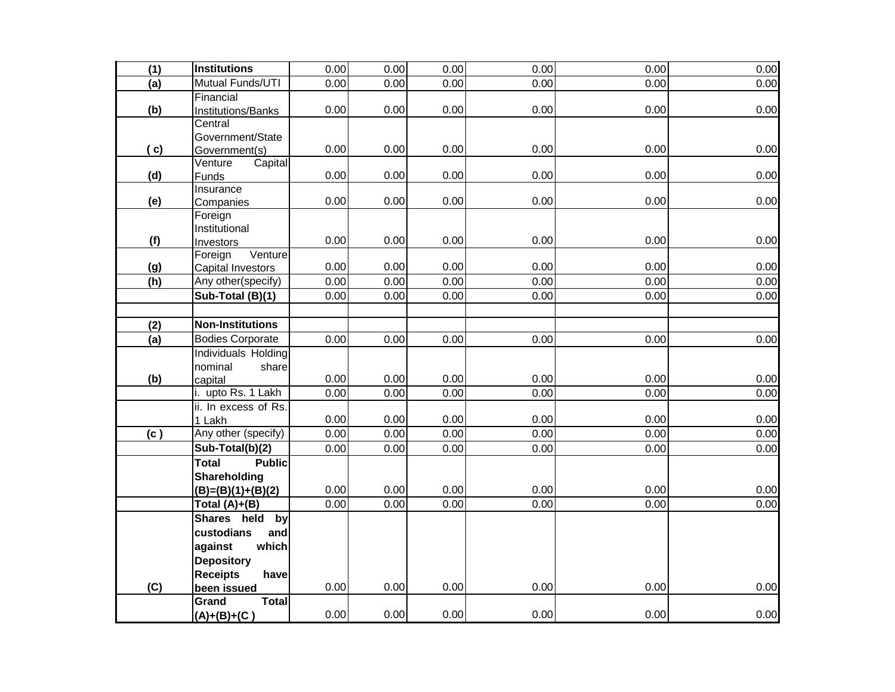| | | | | | | | |
|---|---|---|---|---|---|---|---|
| **(1)** | **Institutions** | 0.00 | 0.00 | 0.00 | 0.00 | 0.00 | 0.00 |
| **(a)** | Mutual Funds/UTI | 0.00 | 0.00 | 0.00 | 0.00 | 0.00 | 0.00 |
| **(b)** | Financial Institutions/Banks | 0.00 | 0.00 | 0.00 | 0.00 | 0.00 | 0.00 |
| **( c)** | Central Government/State Government(s) | 0.00 | 0.00 | 0.00 | 0.00 | 0.00 | 0.00 |
| **(d)** | Venture Capital Funds | 0.00 | 0.00 | 0.00 | 0.00 | 0.00 | 0.00 |
| **(e)** | Insurance Companies | 0.00 | 0.00 | 0.00 | 0.00 | 0.00 | 0.00 |
| **(f)** | Foreign Institutional Investors | 0.00 | 0.00 | 0.00 | 0.00 | 0.00 | 0.00 |
| **(g)** | Foreign Venture Capital Investors | 0.00 | 0.00 | 0.00 | 0.00 | 0.00 | 0.00 |
| **(h)** | Any other(specify) | 0.00 | 0.00 | 0.00 | 0.00 | 0.00 | 0.00 |
| | **Sub-Total (B)(1)** | 0.00 | 0.00 | 0.00 | 0.00 | 0.00 | 0.00 |
| | | | | | | | |
| **(2)** | **Non-Institutions** | | | | | | |
| **(a)** | Bodies Corporate | 0.00 | 0.00 | 0.00 | 0.00 | 0.00 | 0.00 |
| **(b)** | Individuals Holding nominal share capital | 0.00 | 0.00 | 0.00 | 0.00 | 0.00 | 0.00 |
| | i. upto Rs. 1 Lakh | 0.00 | 0.00 | 0.00 | 0.00 | 0.00 | 0.00 |
| | ii. In excess of Rs. 1 Lakh | 0.00 | 0.00 | 0.00 | 0.00 | 0.00 | 0.00 |
| **(c )** | Any other (specify) | 0.00 | 0.00 | 0.00 | 0.00 | 0.00 | 0.00 |
| | **Sub-Total(b)(2)** | 0.00 | 0.00 | 0.00 | 0.00 | 0.00 | 0.00 |
| | **Total Public Shareholding (B)=(B)(1)+(B)(2)** | 0.00 | 0.00 | 0.00 | 0.00 | 0.00 | 0.00 |
| | **Total (A)+(B)** | 0.00 | 0.00 | 0.00 | 0.00 | 0.00 | 0.00 |
| **(C)** | **Shares held by custodians and against which Depository Receipts have been issued** | 0.00 | 0.00 | 0.00 | 0.00 | 0.00 | 0.00 |
| | **Grand Total (A)+(B)+(C )** | 0.00 | 0.00 | 0.00 | 0.00 | 0.00 | 0.00 |